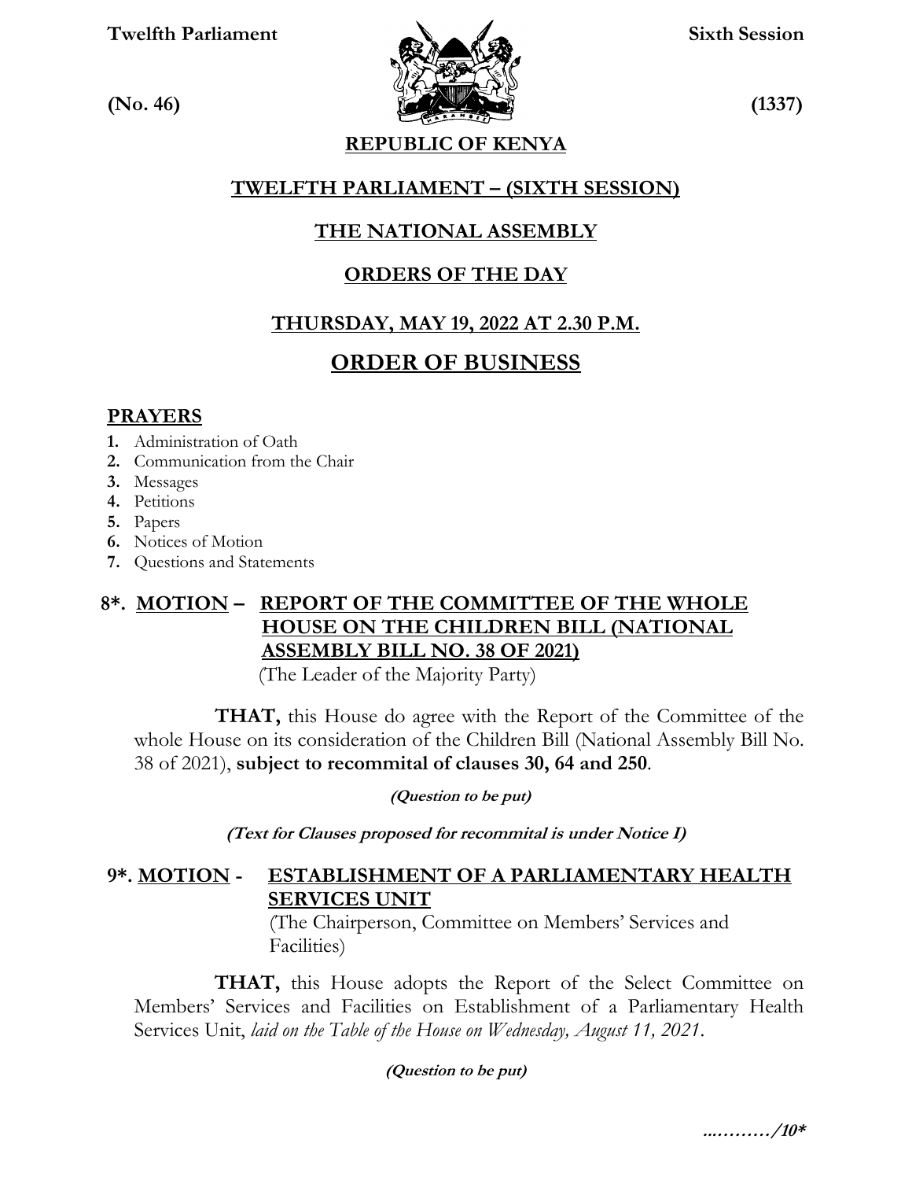**Twelfth Parliament** **Sixth Session**

**(No. 46)** **(1337)**

# REPUBLIC OF KENYA

## TWELFTH PARLIAMENT – (SIXTH SESSION)

## THE NATIONAL ASSEMBLY

## ORDERS OF THE DAY

### THURSDAY, MAY 19, 2022 AT 2.30 P.M.

# ORDER OF BUSINESS

## PRAYERS

1. Administration of Oath
2. Communication from the Chair
3. Messages
4. Petitions
5. Papers
6. Notices of Motion
7. Questions and Statements

### 8*. MOTION – REPORT OF THE COMMITTEE OF THE WHOLE HOUSE ON THE CHILDREN BILL (NATIONAL ASSEMBLY BILL NO. 38 OF 2021)

(The Leader of the Majority Party)

**THAT,** this House do agree with the Report of the Committee of the whole House on its consideration of the Children Bill (National Assembly Bill No. 38 of 2021), **subject to recommital of clauses 30, 64 and 250**.

***(Question to be put)***

***(Text for Clauses proposed for recommital is under Notice I)***

### 9*. MOTION - ESTABLISHMENT OF A PARLIAMENTARY HEALTH SERVICES UNIT

(The Chairperson, Committee on Members' Services and Facilities)

**THAT,** this House adopts the Report of the Select Committee on Members' Services and Facilities on Establishment of a Parliamentary Health Services Unit, *laid on the Table of the House on Wednesday, August 11, 2021*.

***(Question to be put)***

***………/10****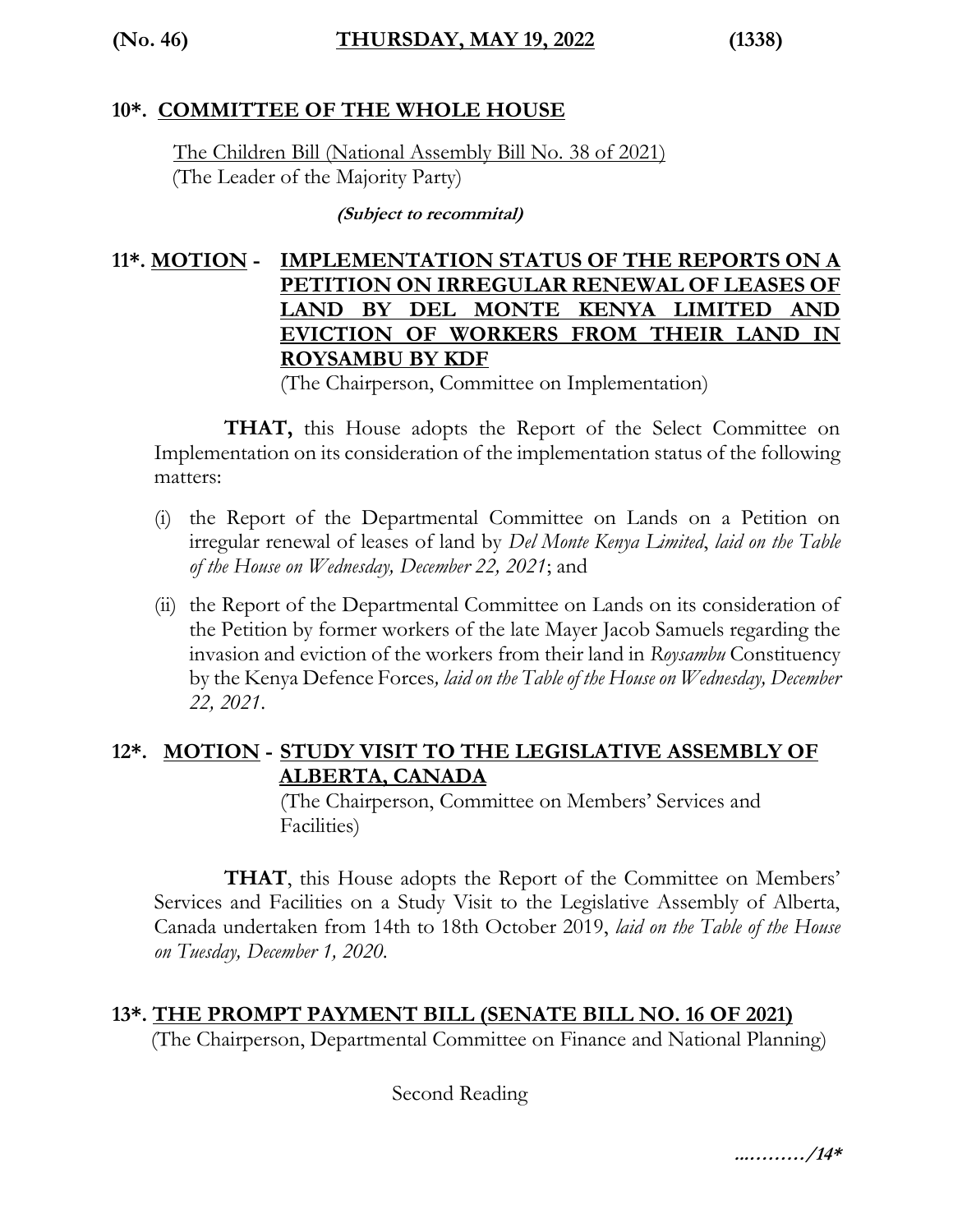## 10*. COMMITTEE OF THE WHOLE HOUSE

The Children Bill (National Assembly Bill No. 38 of 2021)
(The Leader of the Majority Party)

***(Subject to recommital)***

## 11*. MOTION - IMPLEMENTATION STATUS OF THE REPORTS ON A PETITION ON IRREGULAR RENEWAL OF LEASES OF LAND BY DEL MONTE KENYA LIMITED AND EVICTION OF WORKERS FROM THEIR LAND IN ROYSAMBU BY KDF

(The Chairperson, Committee on Implementation)

**THAT,** this House adopts the Report of the Select Committee on Implementation on its consideration of the implementation status of the following matters:

(i) the Report of the Departmental Committee on Lands on a Petition on irregular renewal of leases of land by *Del Monte Kenya Limited*, *laid on the Table of the House on Wednesday, December 22, 2021*; and

(ii) the Report of the Departmental Committee on Lands on its consideration of the Petition by former workers of the late Mayer Jacob Samuels regarding the invasion and eviction of the workers from their land in *Roysambu* Constituency by the Kenya Defence Forces*, laid on the Table of the House on Wednesday, December 22, 2021*.

## 12*. MOTION - STUDY VISIT TO THE LEGISLATIVE ASSEMBLY OF ALBERTA, CANADA

(The Chairperson, Committee on Members' Services and Facilities)

**THAT**, this House adopts the Report of the Committee on Members' Services and Facilities on a Study Visit to the Legislative Assembly of Alberta, Canada undertaken from 14th to 18th October 2019, *laid on the Table of the House on Tuesday, December 1, 2020.*

## 13*. THE PROMPT PAYMENT BILL (SENATE BILL NO. 16 OF 2021)

(The Chairperson, Departmental Committee on Finance and National Planning)

Second Reading

***………./14****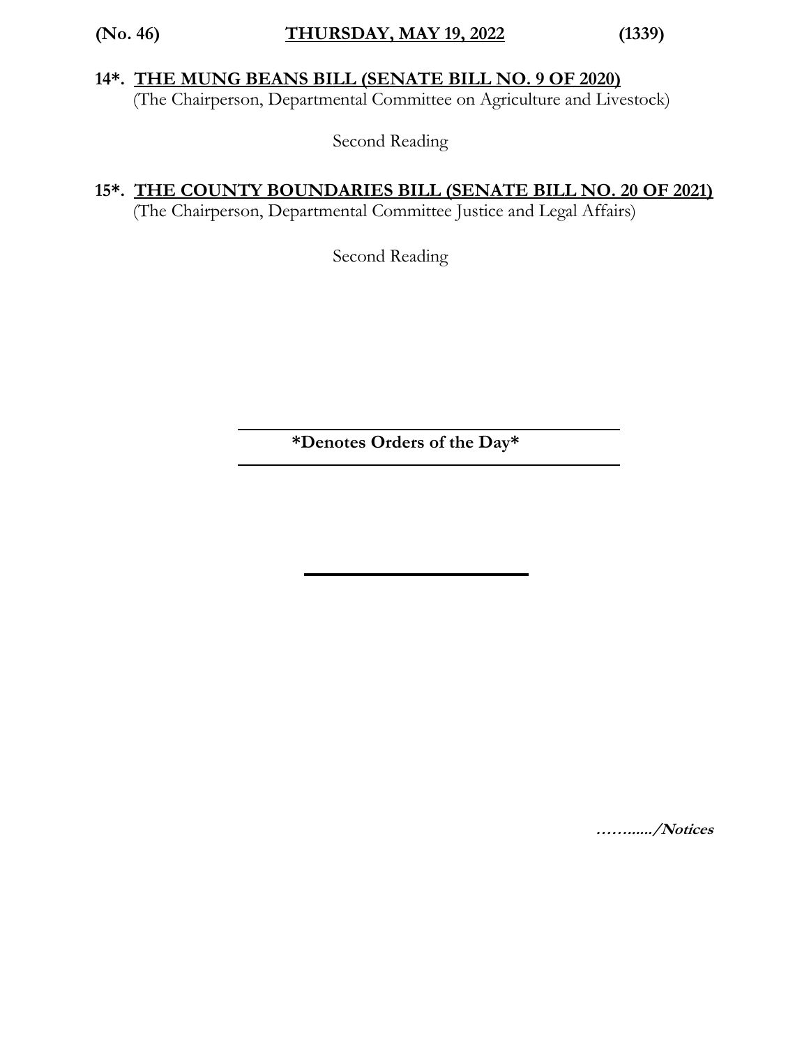**14\*. THE MUNG BEANS BILL (SENATE BILL NO. 9 OF 2020)**
(The Chairperson, Departmental Committee on Agriculture and Livestock)

Second Reading

**15\*. THE COUNTY BOUNDARIES BILL (SENATE BILL NO. 20 OF 2021)**
(The Chairperson, Departmental Committee Justice and Legal Affairs)

Second Reading

---

**\*Denotes Orders of the Day\***

---

***………../Notices***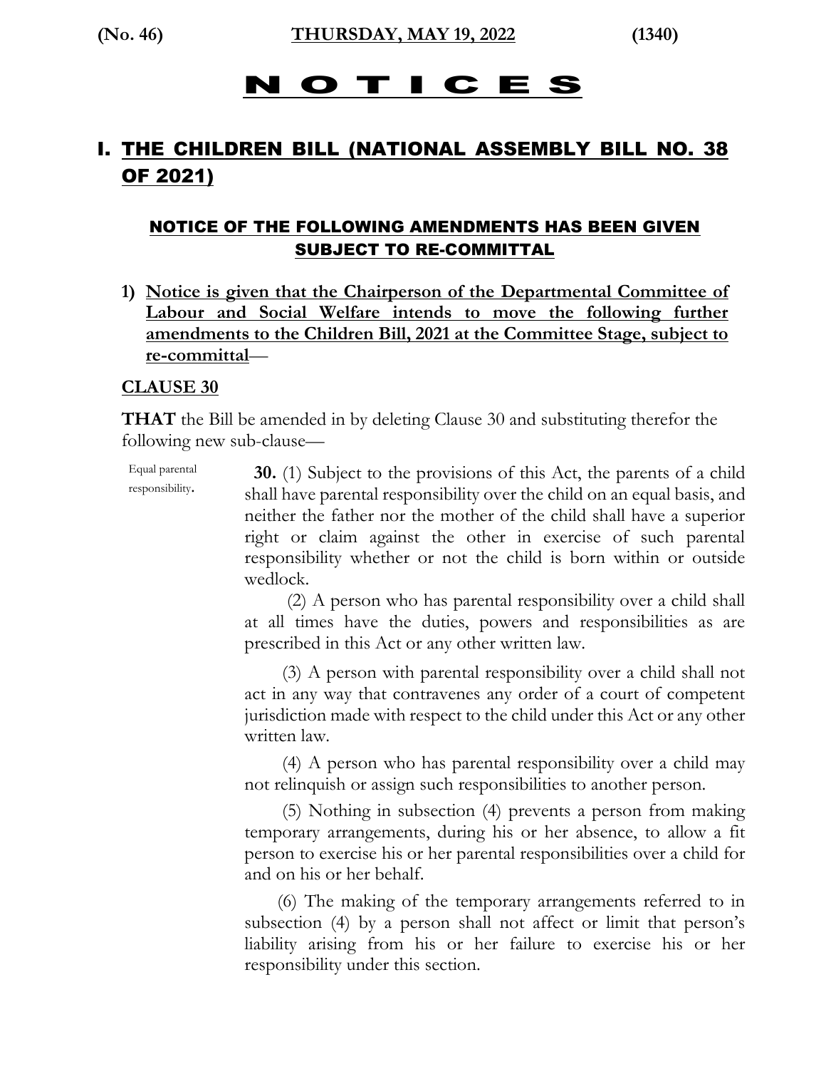**(No. 46)** **THURSDAY, MAY 19, 2022** **(1340)**

# N O T I C E S

## I. THE CHILDREN BILL (NATIONAL ASSEMBLY BILL NO. 38 OF 2021)

### NOTICE OF THE FOLLOWING AMENDMENTS HAS BEEN GIVEN SUBJECT TO RE-COMMITTAL

**1) Notice is given that the Chairperson of the Departmental Committee of Labour and Social Welfare intends to move the following further amendments to the Children Bill, 2021 at the Committee Stage, subject to re-committal**—

**CLAUSE 30**

**THAT** the Bill be amended in by deleting Clause 30 and substituting therefor the following new sub-clause—

Equal parental responsibility.

**30.** (1) Subject to the provisions of this Act, the parents of a child shall have parental responsibility over the child on an equal basis, and neither the father nor the mother of the child shall have a superior right or claim against the other in exercise of such parental responsibility whether or not the child is born within or outside wedlock.

(2) A person who has parental responsibility over a child shall at all times have the duties, powers and responsibilities as are prescribed in this Act or any other written law.

(3) A person with parental responsibility over a child shall not act in any way that contravenes any order of a court of competent jurisdiction made with respect to the child under this Act or any other written law.

(4) A person who has parental responsibility over a child may not relinquish or assign such responsibilities to another person.

(5) Nothing in subsection (4) prevents a person from making temporary arrangements, during his or her absence, to allow a fit person to exercise his or her parental responsibilities over a child for and on his or her behalf.

(6) The making of the temporary arrangements referred to in subsection (4) by a person shall not affect or limit that person's liability arising from his or her failure to exercise his or her responsibility under this section.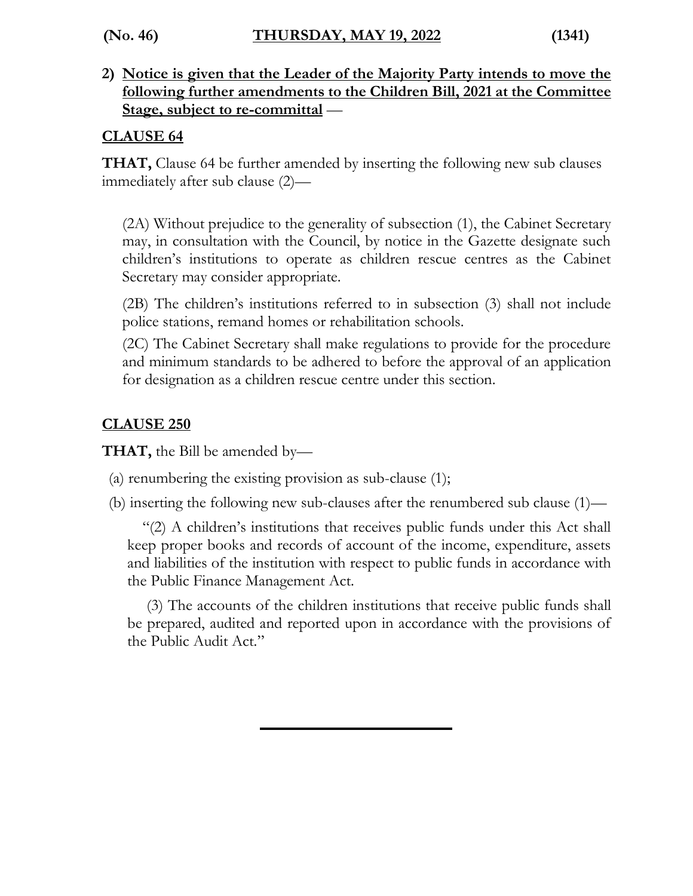**2) Notice is given that the Leader of the Majority Party intends to move the following further amendments to the Children Bill, 2021 at the Committee Stage, subject to re-committal** —

**CLAUSE 64**

**THAT,** Clause 64 be further amended by inserting the following new sub clauses immediately after sub clause (2)—

> (2A) Without prejudice to the generality of subsection (1), the Cabinet Secretary may, in consultation with the Council, by notice in the Gazette designate such children's institutions to operate as children rescue centres as the Cabinet Secretary may consider appropriate.
>
> (2B) The children's institutions referred to in subsection (3) shall not include police stations, remand homes or rehabilitation schools.
>
> (2C) The Cabinet Secretary shall make regulations to provide for the procedure and minimum standards to be adhered to before the approval of an application for designation as a children rescue centre under this section.

**CLAUSE 250**

**THAT,** the Bill be amended by—

(a) renumbering the existing provision as sub-clause (1);

(b) inserting the following new sub-clauses after the renumbered sub clause (1)—

> "(2) A children's institutions that receives public funds under this Act shall keep proper books and records of account of the income, expenditure, assets and liabilities of the institution with respect to public funds in accordance with the Public Finance Management Act.
>
> (3) The accounts of the children institutions that receive public funds shall be prepared, audited and reported upon in accordance with the provisions of the Public Audit Act."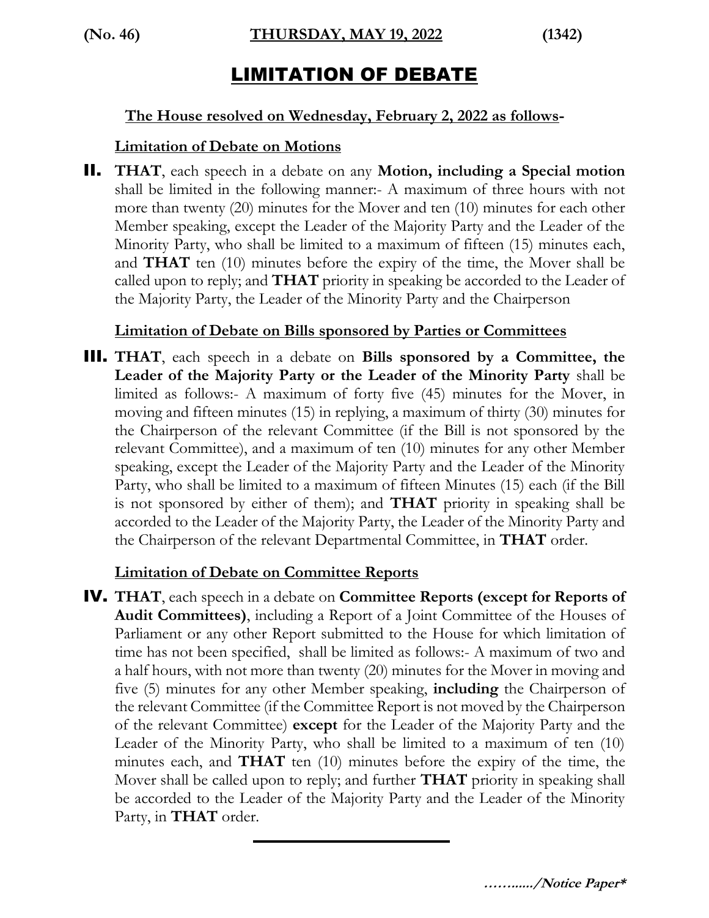**(No. 46)** **THURSDAY, MAY 19, 2022** **(1342)**

# LIMITATION OF DEBATE

**The House resolved on Wednesday, February 2, 2022 as follows-**

**Limitation of Debate on Motions**

**II.** **THAT**, each speech in a debate on any **Motion, including a Special motion** shall be limited in the following manner:- A maximum of three hours with not more than twenty (20) minutes for the Mover and ten (10) minutes for each other Member speaking, except the Leader of the Majority Party and the Leader of the Minority Party, who shall be limited to a maximum of fifteen (15) minutes each, and **THAT** ten (10) minutes before the expiry of the time, the Mover shall be called upon to reply; and **THAT** priority in speaking be accorded to the Leader of the Majority Party, the Leader of the Minority Party and the Chairperson

**Limitation of Debate on Bills sponsored by Parties or Committees**

**III.** **THAT**, each speech in a debate on **Bills sponsored by a Committee, the Leader of the Majority Party or the Leader of the Minority Party** shall be limited as follows:- A maximum of forty five (45) minutes for the Mover, in moving and fifteen minutes (15) in replying, a maximum of thirty (30) minutes for the Chairperson of the relevant Committee (if the Bill is not sponsored by the relevant Committee), and a maximum of ten (10) minutes for any other Member speaking, except the Leader of the Majority Party and the Leader of the Minority Party, who shall be limited to a maximum of fifteen Minutes (15) each (if the Bill is not sponsored by either of them); and **THAT** priority in speaking shall be accorded to the Leader of the Majority Party, the Leader of the Minority Party and the Chairperson of the relevant Departmental Committee, in **THAT** order.

**Limitation of Debate on Committee Reports**

**IV.** **THAT**, each speech in a debate on **Committee Reports (except for Reports of Audit Committees)**, including a Report of a Joint Committee of the Houses of Parliament or any other Report submitted to the House for which limitation of time has not been specified, shall be limited as follows:- A maximum of two and a half hours, with not more than twenty (20) minutes for the Mover in moving and five (5) minutes for any other Member speaking, **including** the Chairperson of the relevant Committee (if the Committee Report is not moved by the Chairperson of the relevant Committee) **except** for the Leader of the Majority Party and the Leader of the Minority Party, who shall be limited to a maximum of ten (10) minutes each, and **THAT** ten (10) minutes before the expiry of the time, the Mover shall be called upon to reply; and further **THAT** priority in speaking shall be accorded to the Leader of the Majority Party and the Leader of the Minority Party, in **THAT** order.

---

***………..../Notice Paper****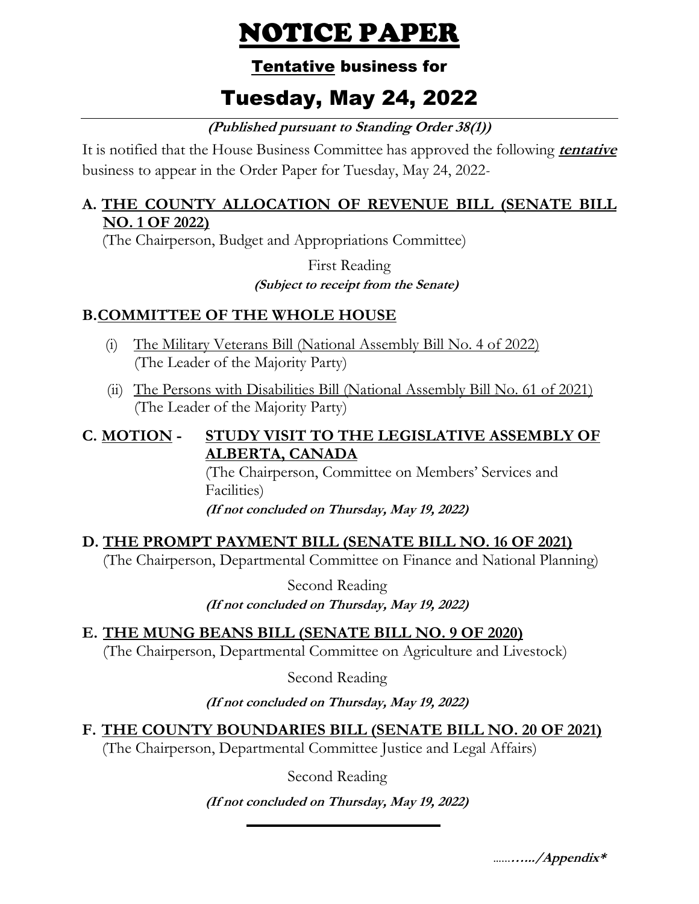# NOTICE PAPER

## Tentative business for

# Tuesday, May 24, 2022

***(Published pursuant to Standing Order 38(1))***

It is notified that the House Business Committee has approved the following ***tentative*** business to appear in the Order Paper for Tuesday, May 24, 2022-

### A. THE COUNTY ALLOCATION OF REVENUE BILL (SENATE BILL NO. 1 OF 2022)

(The Chairperson, Budget and Appropriations Committee)

First Reading

***(Subject to receipt from the Senate)***

### B. COMMITTEE OF THE WHOLE HOUSE

(i) The Military Veterans Bill (National Assembly Bill No. 4 of 2022)
(The Leader of the Majority Party)

(ii) The Persons with Disabilities Bill (National Assembly Bill No. 61 of 2021)
(The Leader of the Majority Party)

### C. MOTION - STUDY VISIT TO THE LEGISLATIVE ASSEMBLY OF ALBERTA, CANADA

(The Chairperson, Committee on Members' Services and Facilities)

***(If not concluded on Thursday, May 19, 2022)***

### D. THE PROMPT PAYMENT BILL (SENATE BILL NO. 16 OF 2021)

(The Chairperson, Departmental Committee on Finance and National Planning)

Second Reading

***(If not concluded on Thursday, May 19, 2022)***

### E. THE MUNG BEANS BILL (SENATE BILL NO. 9 OF 2020)

(The Chairperson, Departmental Committee on Agriculture and Livestock)

Second Reading

***(If not concluded on Thursday, May 19, 2022)***

### F. THE COUNTY BOUNDARIES BILL (SENATE BILL NO. 20 OF 2021)

(The Chairperson, Departmental Committee Justice and Legal Affairs)

Second Reading

***(If not concluded on Thursday, May 19, 2022)***

---

***……..…../Appendix****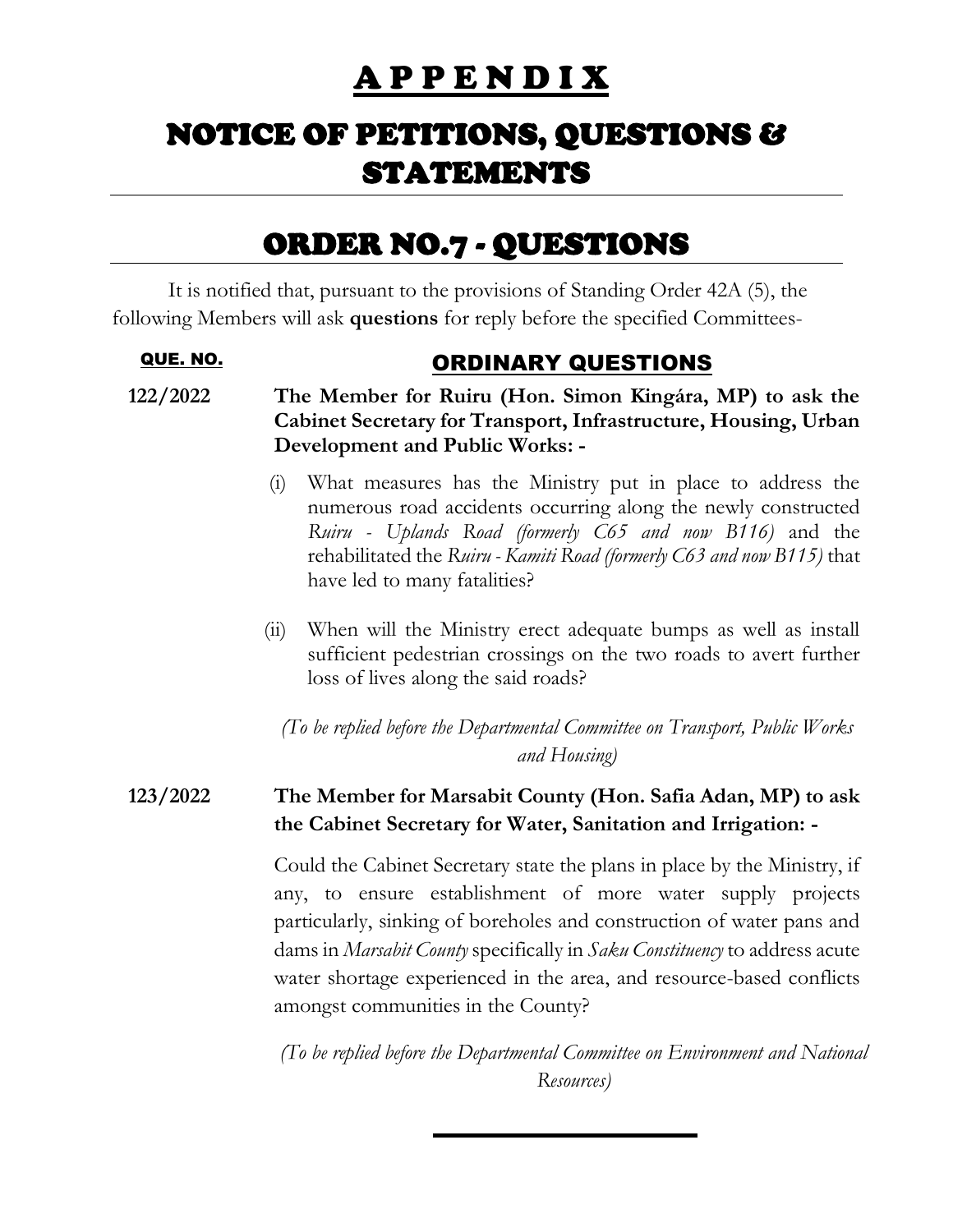# A P P E N D I X

# NOTICE OF PETITIONS, QUESTIONS & STATEMENTS

## ORDER NO.7 - QUESTIONS

It is notified that, pursuant to the provisions of Standing Order 42A (5), the following Members will ask **questions** for reply before the specified Committees-

### QUE. NO. ORDINARY QUESTIONS

**122/2022** **The Member for Ruiru (Hon. Simon Kingára, MP) to ask the Cabinet Secretary for Transport, Infrastructure, Housing, Urban Development and Public Works: -**

(i) What measures has the Ministry put in place to address the numerous road accidents occurring along the newly constructed *Ruiru - Uplands Road (formerly C65 and now B116)* and the rehabilitated the *Ruiru - Kamiti Road (formerly C63 and now B115)* that have led to many fatalities?

(ii) When will the Ministry erect adequate bumps as well as install sufficient pedestrian crossings on the two roads to avert further loss of lives along the said roads?

*(To be replied before the Departmental Committee on Transport, Public Works and Housing)*

**123/2022** **The Member for Marsabit County (Hon. Safia Adan, MP) to ask the Cabinet Secretary for Water, Sanitation and Irrigation: -**

Could the Cabinet Secretary state the plans in place by the Ministry, if any, to ensure establishment of more water supply projects particularly, sinking of boreholes and construction of water pans and dams in *Marsabit County* specifically in *Saku Constituency* to address acute water shortage experienced in the area, and resource-based conflicts amongst communities in the County?

*(To be replied before the Departmental Committee on Environment and National Resources)*